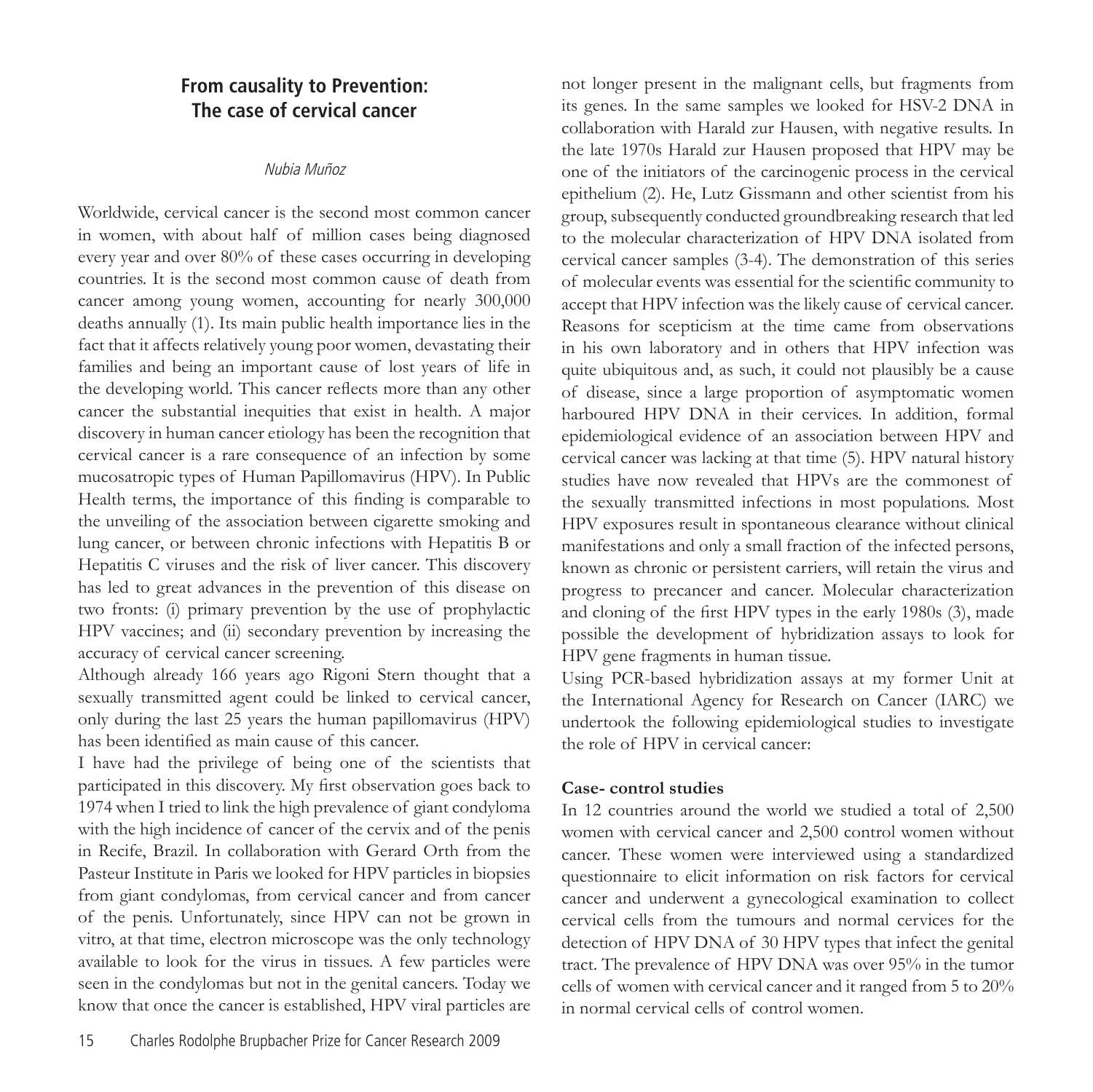# From causality to Prevention: The case of cervical cancer

*Nubia Muñoz*

Worldwide, cervical cancer is the second most common cancer in women, with about half of million cases being diagnosed every year and over 80% of these cases occurring in developing countries. It is the second most common cause of death from cancer among young women, accounting for nearly 300,000 deaths annually (1). Its main public health importance lies in the fact that it affects relatively young poor women, devastating their families and being an important cause of lost years of life in the developing world. This cancer reflects more than any other cancer the substantial inequities that exist in health. A major discovery in human cancer etiology has been the recognition that cervical cancer is a rare consequence of an infection by some mucosatropic types of Human Papillomavirus (HPV). In Public Health terms, the importance of this finding is comparable to the unveiling of the association between cigarette smoking and lung cancer, or between chronic infections with Hepatitis B or Hepatitis C viruses and the risk of liver cancer. This discovery has led to great advances in the prevention of this disease on two fronts: (i) primary prevention by the use of prophylactic HPV vaccines; and (ii) secondary prevention by increasing the accuracy of cervical cancer screening.

Although already 166 years ago Rigoni Stern thought that a sexually transmitted agent could be linked to cervical cancer, only during the last 25 years the human papillomavirus (HPV) has been identified as main cause of this cancer.

I have had the privilege of being one of the scientists that participated in this discovery. My first observation goes back to 1974 when I tried to link the high prevalence of giant condyloma with the high incidence of cancer of the cervix and of the penis in Recife, Brazil. In collaboration with Gerard Orth from the Pasteur Institute in Paris we looked for HPV particles in biopsies from giant condylomas, from cervical cancer and from cancer of the penis. Unfortunately, since HPV can not be grown in vitro, at that time, electron microscope was the only technology available to look for the virus in tissues. A few particles were seen in the condylomas but not in the genital cancers. Today we know that once the cancer is established, HPV viral particles are not longer present in the malignant cells, but fragments from its genes. In the same samples we looked for HSV-2 DNA in collaboration with Harald zur Hausen, with negative results. In the late 1970s Harald zur Hausen proposed that HPV may be one of the initiators of the carcinogenic process in the cervical epithelium (2). He, Lutz Gissmann and other scientist from his group, subsequently conducted groundbreaking research that led to the molecular characterization of HPV DNA isolated from cervical cancer samples (3-4). The demonstration of this series of molecular events was essential for the scientific community to accept that HPV infection was the likely cause of cervical cancer. Reasons for scepticism at the time came from observations in his own laboratory and in others that HPV infection was quite ubiquitous and, as such, it could not plausibly be a cause of disease, since a large proportion of asymptomatic women harboured HPV DNA in their cervices. In addition, formal epidemiological evidence of an association between HPV and cervical cancer was lacking at that time (5). HPV natural history studies have now revealed that HPVs are the commonest of the sexually transmitted infections in most populations. Most HPV exposures result in spontaneous clearance without clinical manifestations and only a small fraction of the infected persons, known as chronic or persistent carriers, will retain the virus and progress to precancer and cancer. Molecular characterization and cloning of the first HPV types in the early 1980s (3), made possible the development of hybridization assays to look for HPV gene fragments in human tissue.

Using PCR-based hybridization assays at my former Unit at the International Agency for Research on Cancer (IARC) we undertook the following epidemiological studies to investigate the role of HPV in cervical cancer:

**Case- control studies**

In 12 countries around the world we studied a total of 2,500 women with cervical cancer and 2,500 control women without cancer. These women were interviewed using a standardized questionnaire to elicit information on risk factors for cervical cancer and underwent a gynecological examination to collect cervical cells from the tumours and normal cervices for the detection of HPV DNA of 30 HPV types that infect the genital tract. The prevalence of HPV DNA was over 95% in the tumor cells of women with cervical cancer and it ranged from 5 to 20% in normal cervical cells of control women.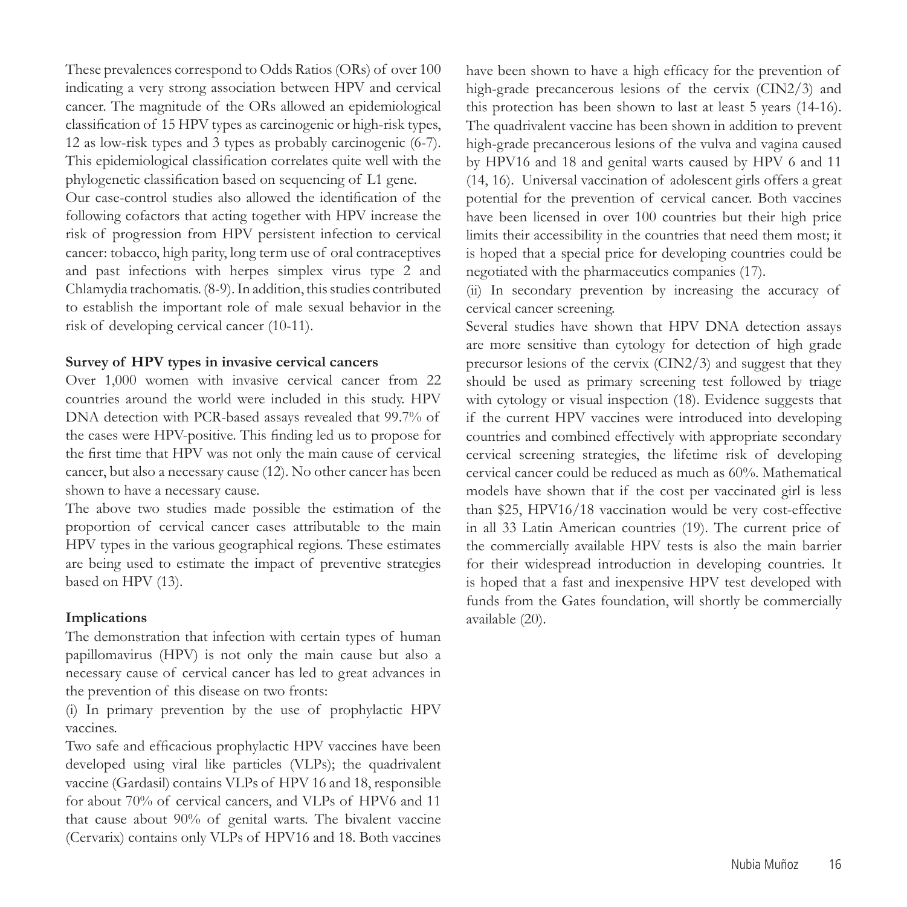These prevalences correspond to Odds Ratios (ORs) of over 100 indicating a very strong association between HPV and cervical cancer. The magnitude of the ORs allowed an epidemiological classification of 15 HPV types as carcinogenic or high-risk types, 12 as low-risk types and 3 types as probably carcinogenic (6-7). This epidemiological classification correlates quite well with the phylogenetic classification based on sequencing of L1 gene.

Our case-control studies also allowed the identification of the following cofactors that acting together with HPV increase the risk of progression from HPV persistent infection to cervical cancer: tobacco, high parity, long term use of oral contraceptives and past infections with herpes simplex virus type 2 and Chlamydia trachomatis. (8-9). In addition, this studies contributed to establish the important role of male sexual behavior in the risk of developing cervical cancer (10-11).

**Survey of HPV types in invasive cervical cancers**

Over 1,000 women with invasive cervical cancer from 22 countries around the world were included in this study. HPV DNA detection with PCR-based assays revealed that 99.7% of the cases were HPV-positive. This finding led us to propose for the first time that HPV was not only the main cause of cervical cancer, but also a necessary cause (12). No other cancer has been shown to have a necessary cause.

The above two studies made possible the estimation of the proportion of cervical cancer cases attributable to the main HPV types in the various geographical regions. These estimates are being used to estimate the impact of preventive strategies based on HPV (13).

**Implications**

The demonstration that infection with certain types of human papillomavirus (HPV) is not only the main cause but also a necessary cause of cervical cancer has led to great advances in the prevention of this disease on two fronts:

(i) In primary prevention by the use of prophylactic HPV vaccines.

Two safe and efficacious prophylactic HPV vaccines have been developed using viral like particles (VLPs); the quadrivalent vaccine (Gardasil) contains VLPs of HPV 16 and 18, responsible for about 70% of cervical cancers, and VLPs of HPV6 and 11 that cause about 90% of genital warts. The bivalent vaccine (Cervarix) contains only VLPs of HPV16 and 18. Both vaccines have been shown to have a high efficacy for the prevention of high-grade precancerous lesions of the cervix (CIN2/3) and this protection has been shown to last at least 5 years (14-16). The quadrivalent vaccine has been shown in addition to prevent high-grade precancerous lesions of the vulva and vagina caused by HPV16 and 18 and genital warts caused by HPV 6 and 11 (14, 16). Universal vaccination of adolescent girls offers a great potential for the prevention of cervical cancer. Both vaccines have been licensed in over 100 countries but their high price limits their accessibility in the countries that need them most; it is hoped that a special price for developing countries could be negotiated with the pharmaceutics companies (17).

(ii) In secondary prevention by increasing the accuracy of cervical cancer screening.

Several studies have shown that HPV DNA detection assays are more sensitive than cytology for detection of high grade precursor lesions of the cervix (CIN2/3) and suggest that they should be used as primary screening test followed by triage with cytology or visual inspection (18). Evidence suggests that if the current HPV vaccines were introduced into developing countries and combined effectively with appropriate secondary cervical screening strategies, the lifetime risk of developing cervical cancer could be reduced as much as 60%. Mathematical models have shown that if the cost per vaccinated girl is less than $25, HPV16/18 vaccination would be very cost-effective in all 33 Latin American countries (19). The current price of the commercially available HPV tests is also the main barrier for their widespread introduction in developing countries. It is hoped that a fast and inexpensive HPV test developed with funds from the Gates foundation, will shortly be commercially available (20).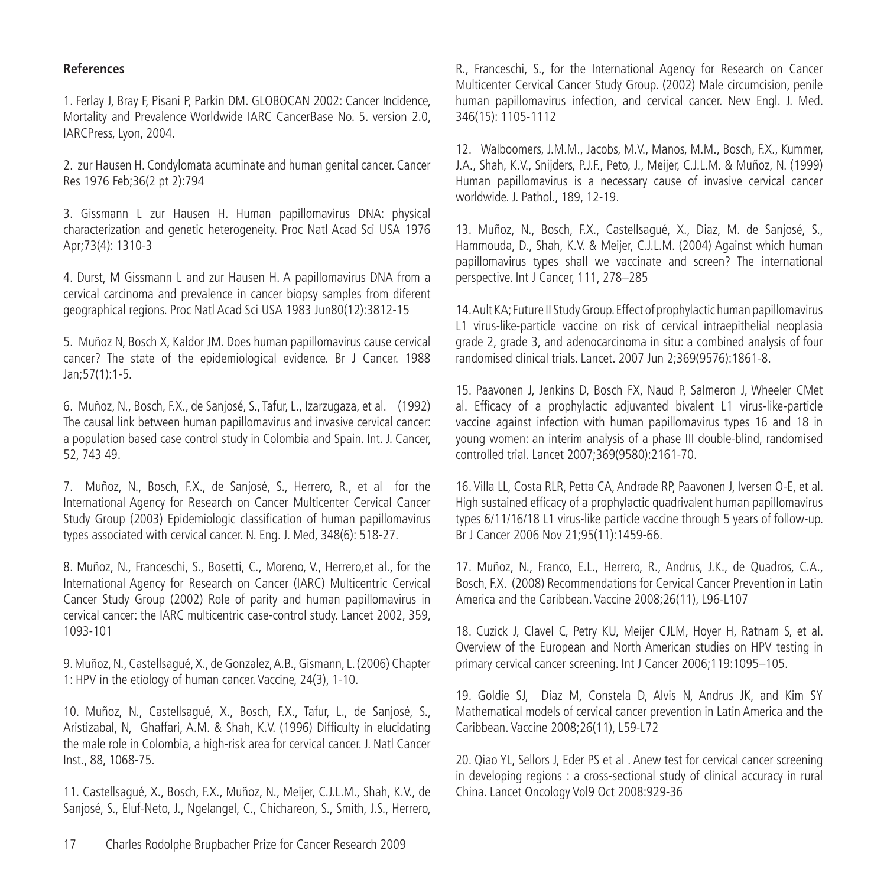**References**

1. Ferlay J, Bray F, Pisani P, Parkin DM. GLOBOCAN 2002: Cancer Incidence, Mortality and Prevalence Worldwide IARC CancerBase No. 5. version 2.0, IARCPress, Lyon, 2004.

2. zur Hausen H. Condylomata acuminate and human genital cancer. Cancer Res 1976 Feb;36(2 pt 2):794

3. Gissmann L zur Hausen H. Human papillomavirus DNA: physical characterization and genetic heterogeneity. Proc Natl Acad Sci USA 1976 Apr;73(4): 1310-3

4. Durst, M Gissmann L and zur Hausen H. A papillomavirus DNA from a cervical carcinoma and prevalence in cancer biopsy samples from diferent geographical regions. Proc Natl Acad Sci USA 1983 Jun80(12):3812-15

5. Muñoz N, Bosch X, Kaldor JM. Does human papillomavirus cause cervical cancer? The state of the epidemiological evidence. Br J Cancer. 1988 Jan;57(1):1-5.

6. Muñoz, N., Bosch, F.X., de Sanjosé, S., Tafur, L., Izarzugaza, et al. (1992) The causal link between human papillomavirus and invasive cervical cancer: a population based case control study in Colombia and Spain. Int. J. Cancer, 52, 743 49.

7. Muñoz, N., Bosch, F.X., de Sanjosé, S., Herrero, R., et al for the International Agency for Research on Cancer Multicenter Cervical Cancer Study Group (2003) Epidemiologic classification of human papillomavirus types associated with cervical cancer. N. Eng. J. Med, 348(6): 518-27.

8. Muñoz, N., Franceschi, S., Bosetti, C., Moreno, V., Herrero,et al., for the International Agency for Research on Cancer (IARC) Multicentric Cervical Cancer Study Group (2002) Role of parity and human papillomavirus in cervical cancer: the IARC multicentric case-control study. Lancet 2002, 359, 1093-101

9. Muñoz, N., Castellsagué, X., de Gonzalez, A.B., Gismann, L. (2006) Chapter 1: HPV in the etiology of human cancer. Vaccine, 24(3), 1-10.

10. Muñoz, N., Castellsagué, X., Bosch, F.X., Tafur, L., de Sanjosé, S., Aristizabal, N, Ghaffari, A.M. & Shah, K.V. (1996) Difficulty in elucidating the male role in Colombia, a high-risk area for cervical cancer. J. Natl Cancer Inst., 88, 1068-75.

11. Castellsagué, X., Bosch, F.X., Muñoz, N., Meijer, C.J.L.M., Shah, K.V., de Sanjosé, S., Eluf-Neto, J., Ngelangel, C., Chichareon, S., Smith, J.S., Herrero, R., Franceschi, S., for the International Agency for Research on Cancer Multicenter Cervical Cancer Study Group. (2002) Male circumcision, penile human papillomavirus infection, and cervical cancer. New Engl. J. Med. 346(15): 1105-1112

12. Walboomers, J.M.M., Jacobs, M.V., Manos, M.M., Bosch, F.X., Kummer, J.A., Shah, K.V., Snijders, P.J.F., Peto, J., Meijer, C.J.L.M. & Muñoz, N. (1999) Human papillomavirus is a necessary cause of invasive cervical cancer worldwide. J. Pathol., 189, 12-19.

13. Muñoz, N., Bosch, F.X., Castellsagué, X., Diaz, M. de Sanjosé, S., Hammouda, D., Shah, K.V. & Meijer, C.J.L.M. (2004) Against which human papillomavirus types shall we vaccinate and screen? The international perspective. Int J Cancer, 111, 278–285

14. Ault KA; Future II Study Group. Effect of prophylactic human papillomavirus L1 virus-like-particle vaccine on risk of cervical intraepithelial neoplasia grade 2, grade 3, and adenocarcinoma in situ: a combined analysis of four randomised clinical trials. Lancet. 2007 Jun 2;369(9576):1861-8.

15. Paavonen J, Jenkins D, Bosch FX, Naud P, Salmeron J, Wheeler CMet al. Efficacy of a prophylactic adjuvanted bivalent L1 virus-like-particle vaccine against infection with human papillomavirus types 16 and 18 in young women: an interim analysis of a phase III double-blind, randomised controlled trial. Lancet 2007;369(9580):2161-70.

16. Villa LL, Costa RLR, Petta CA, Andrade RP, Paavonen J, Iversen O-E, et al. High sustained efficacy of a prophylactic quadrivalent human papillomavirus types 6/11/16/18 L1 virus-like particle vaccine through 5 years of follow-up. Br J Cancer 2006 Nov 21;95(11):1459-66.

17. Muñoz, N., Franco, E.L., Herrero, R., Andrus, J.K., de Quadros, C.A., Bosch, F.X. (2008) Recommendations for Cervical Cancer Prevention in Latin America and the Caribbean. Vaccine 2008;26(11), L96-L107

18. Cuzick J, Clavel C, Petry KU, Meijer CJLM, Hoyer H, Ratnam S, et al. Overview of the European and North American studies on HPV testing in primary cervical cancer screening. Int J Cancer 2006;119:1095–105.

19. Goldie SJ, Diaz M, Constela D, Alvis N, Andrus JK, and Kim SY Mathematical models of cervical cancer prevention in Latin America and the Caribbean. Vaccine 2008;26(11), L59-L72

20. Qiao YL, Sellors J, Eder PS et al . Anew test for cervical cancer screening in developing regions : a cross-sectional study of clinical accuracy in rural China. Lancet Oncology Vol9 Oct 2008:929-36